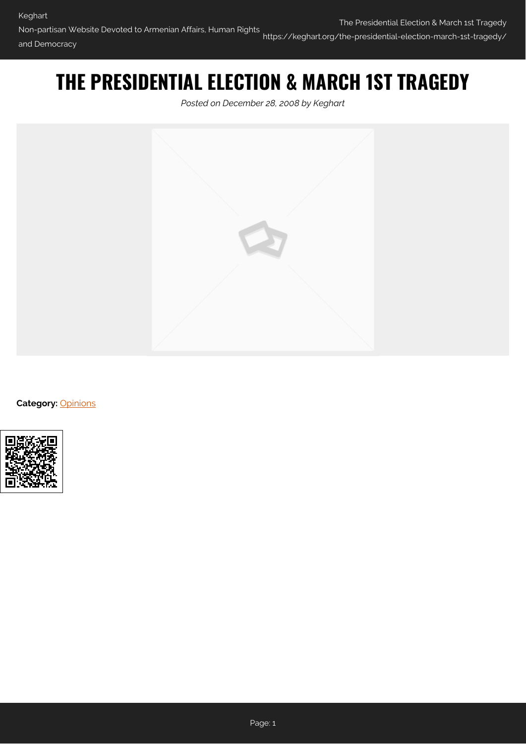# THE PRESIDENTIAL ELECTION & MARCH 1ST TRAGEDY

*Posted on December 28, 2008 by Keghart*

**Category:** Opinions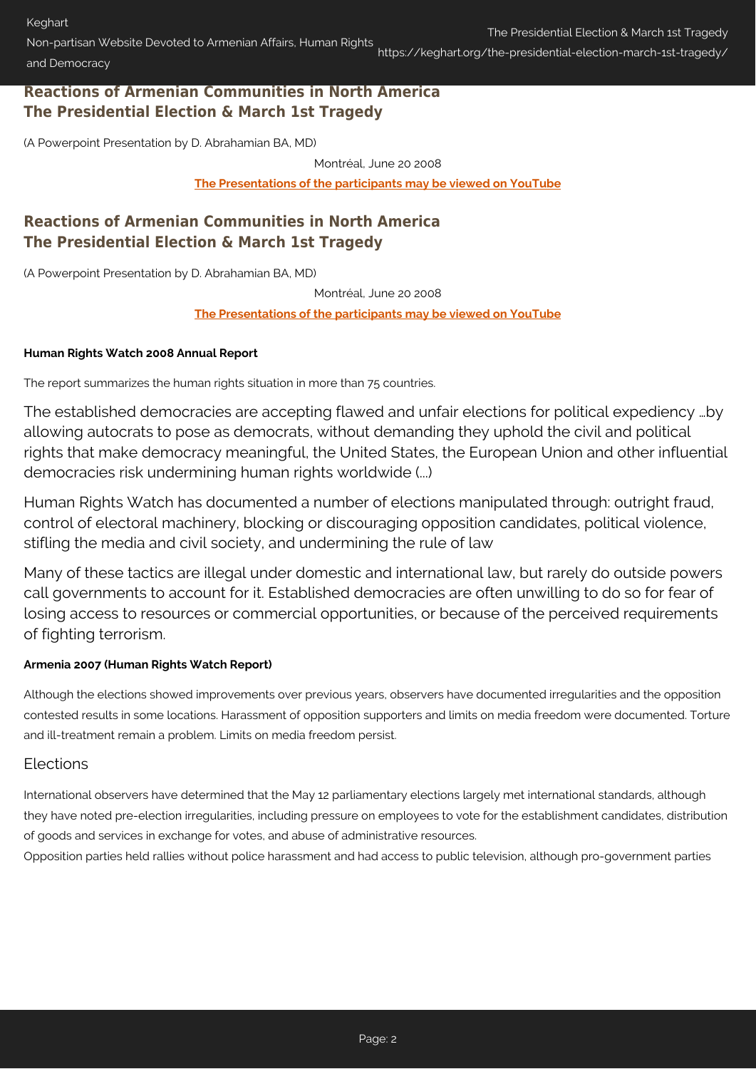## Reactions of Armenian Communities in North America
## The Presidential Election & March 1st Tragedy

(A Powerpoint Presentation by D. Abrahamian BA, MD)

Montréal, June 20 2008

**The Presentations of the participants may be viewed on YouTube**

## Reactions of Armenian Communities in North America
## The Presidential Election & March 1st Tragedy

(A Powerpoint Presentation by D. Abrahamian BA, MD)

Montréal, June 20 2008

**The Presentations of the participants may be viewed on YouTube**

**Human Rights Watch 2008 Annual Report**

The report summarizes the human rights situation in more than 75 countries.

The established democracies are accepting flawed and unfair elections for political expediency …by allowing autocrats to pose as democrats, without demanding they uphold the civil and political rights that make democracy meaningful, the United States, the European Union and other influential democracies risk undermining human rights worldwide (…)

Human Rights Watch has documented a number of elections manipulated through: outright fraud, control of electoral machinery, blocking or discouraging opposition candidates, political violence, stifling the media and civil society, and undermining the rule of law

Many of these tactics are illegal under domestic and international law, but rarely do outside powers call governments to account for it. Established democracies are often unwilling to do so for fear of losing access to resources or commercial opportunities, or because of the perceived requirements of fighting terrorism.

**Armenia 2007 (Human Rights Watch Report)**

Although the elections showed improvements over previous years, observers have documented irregularities and the opposition contested results in some locations. Harassment of opposition supporters and limits on media freedom were documented. Torture and ill-treatment remain a problem. Limits on media freedom persist.

### Elections

International observers have determined that the May 12 parliamentary elections largely met international standards, although they have noted pre-election irregularities, including pressure on employees to vote for the establishment candidates, distribution of goods and services in exchange for votes, and abuse of administrative resources.

Opposition parties held rallies without police harassment and had access to public television, although pro-government parties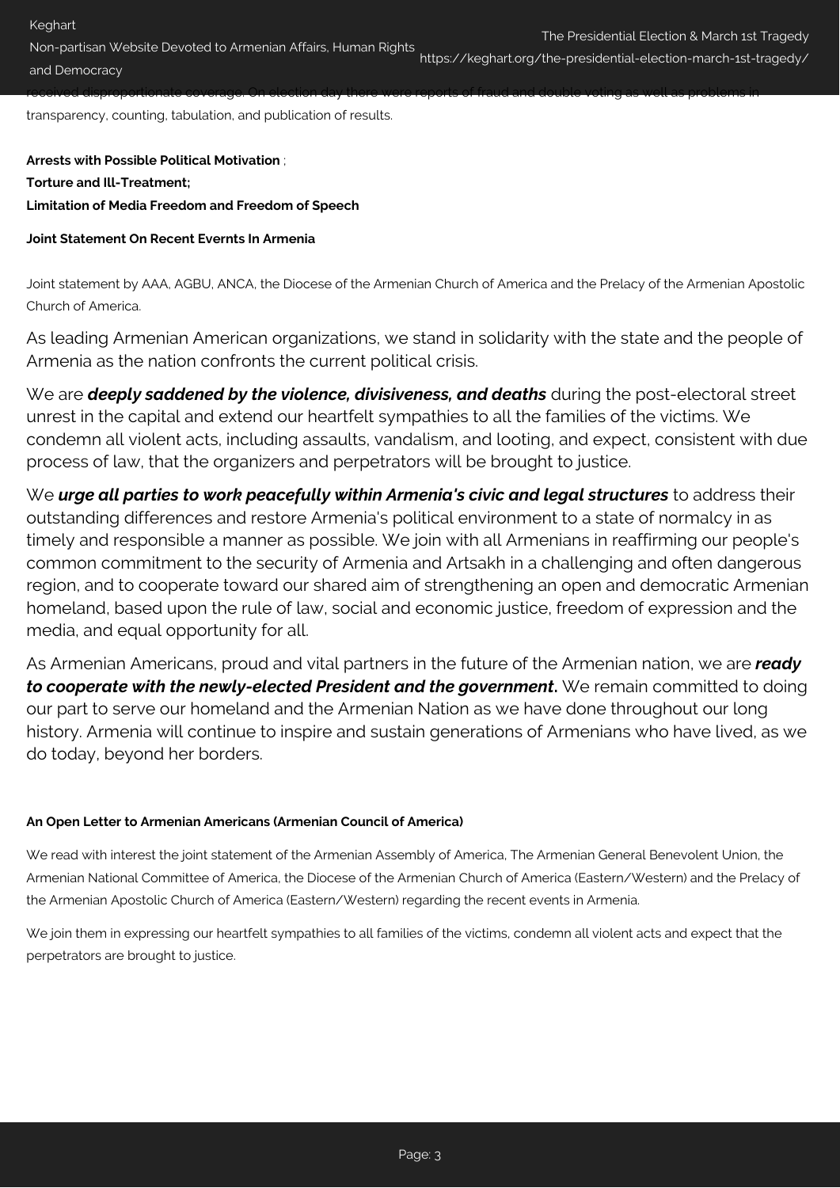received disproportionate coverage. On election day there were reports of fraud and double voting as well as problems in transparency, counting, tabulation, and publication of results.

**Arrests with Possible Political Motivation** ;

**Torture and Ill-Treatment;**

**Limitation of Media Freedom and Freedom of Speech**

**Joint Statement On Recent Evernts In Armenia**

Joint statement by AAA, AGBU, ANCA, the Diocese of the Armenian Church of America and the Prelacy of the Armenian Apostolic Church of America.

As leading Armenian American organizations, we stand in solidarity with the state and the people of Armenia as the nation confronts the current political crisis.

We are ***deeply saddened by the violence, divisiveness, and deaths*** during the post-electoral street unrest in the capital and extend our heartfelt sympathies to all the families of the victims. We condemn all violent acts, including assaults, vandalism, and looting, and expect, consistent with due process of law, that the organizers and perpetrators will be brought to justice.

We ***urge all parties to work peacefully within Armenia's civic and legal structures*** to address their outstanding differences and restore Armenia's political environment to a state of normalcy in as timely and responsible a manner as possible. We join with all Armenians in reaffirming our people's common commitment to the security of Armenia and Artsakh in a challenging and often dangerous region, and to cooperate toward our shared aim of strengthening an open and democratic Armenian homeland, based upon the rule of law, social and economic justice, freedom of expression and the media, and equal opportunity for all.

As Armenian Americans, proud and vital partners in the future of the Armenian nation, we are ***ready to cooperate with the newly-elected President and the government*****.** We remain committed to doing our part to serve our homeland and the Armenian Nation as we have done throughout our long history. Armenia will continue to inspire and sustain generations of Armenians who have lived, as we do today, beyond her borders.

**An Open Letter to Armenian Americans (Armenian Council of America)**

We read with interest the joint statement of the Armenian Assembly of America, The Armenian General Benevolent Union, the Armenian National Committee of America, the Diocese of the Armenian Church of America (Eastern/Western) and the Prelacy of the Armenian Apostolic Church of America (Eastern/Western) regarding the recent events in Armenia.

We join them in expressing our heartfelt sympathies to all families of the victims, condemn all violent acts and expect that the perpetrators are brought to justice.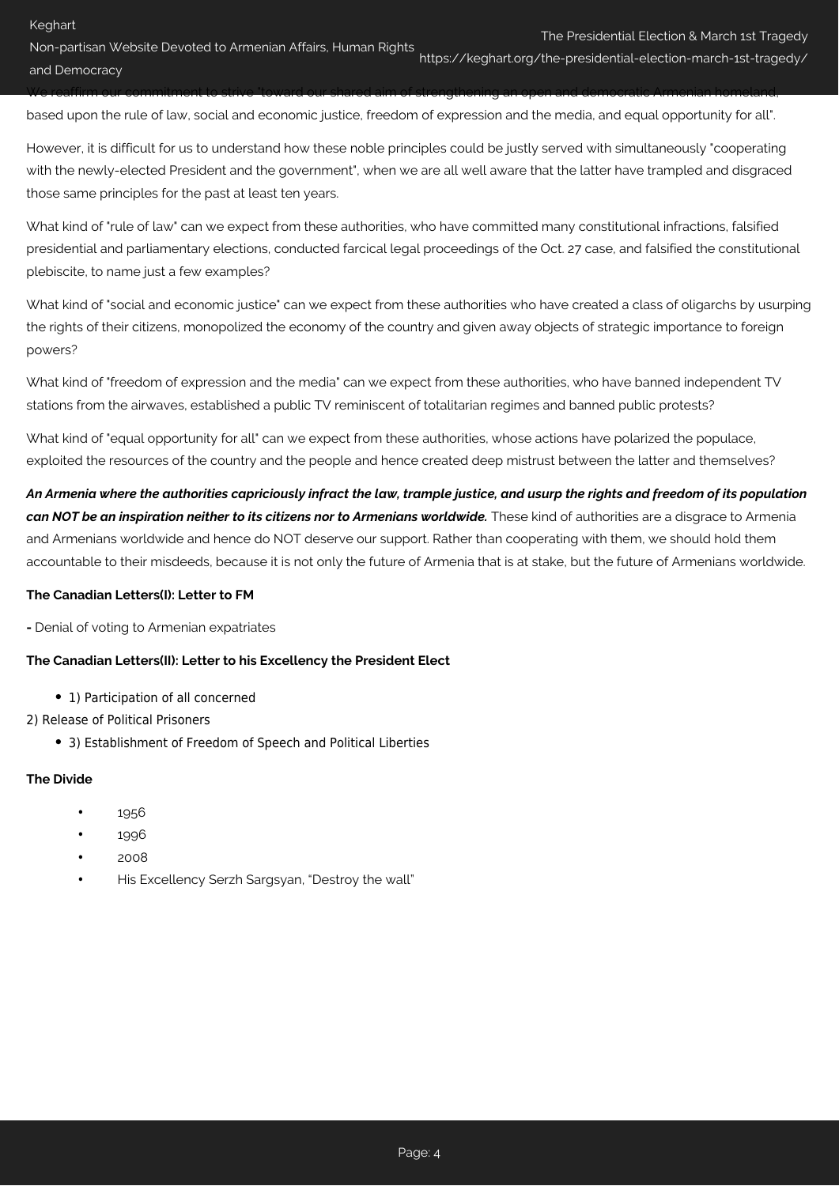We reaffirm our commitment to strive "toward our shared aim of strengthening an open and democratic Armenian homeland, based upon the rule of law, social and economic justice, freedom of expression and the media, and equal opportunity for all".

However, it is difficult for us to understand how these noble principles could be justly served with simultaneously "cooperating with the newly-elected President and the government", when we are all well aware that the latter have trampled and disgraced those same principles for the past at least ten years.

What kind of "rule of law" can we expect from these authorities, who have committed many constitutional infractions, falsified presidential and parliamentary elections, conducted farcical legal proceedings of the Oct. 27 case, and falsified the constitutional plebiscite, to name just a few examples?

What kind of "social and economic justice" can we expect from these authorities who have created a class of oligarchs by usurping the rights of their citizens, monopolized the economy of the country and given away objects of strategic importance to foreign powers?

What kind of "freedom of expression and the media" can we expect from these authorities, who have banned independent TV stations from the airwaves, established a public TV reminiscent of totalitarian regimes and banned public protests?

What kind of "equal opportunity for all" can we expect from these authorities, whose actions have polarized the populace, exploited the resources of the country and the people and hence created deep mistrust between the latter and themselves?

***An Armenia where the authorities capriciously infract the law, trample justice, and usurp the rights and freedom of its population can NOT be an inspiration neither to its citizens nor to Armenians worldwide.*** These kind of authorities are a disgrace to Armenia and Armenians worldwide and hence do NOT deserve our support. Rather than cooperating with them, we should hold them accountable to their misdeeds, because it is not only the future of Armenia that is at stake, but the future of Armenians worldwide.

**The Canadian Letters(I): Letter to FM**

**-** Denial of voting to Armenian expatriates

**The Canadian Letters(II): Letter to his Excellency the President Elect**

- 1) Participation of all concerned

2) Release of Political Prisoners

- 3) Establishment of Freedom of Speech and Political Liberties

**The Divide**

- 1956
- 1996
- 2008
- His Excellency Serzh Sargsyan, “Destroy the wall”